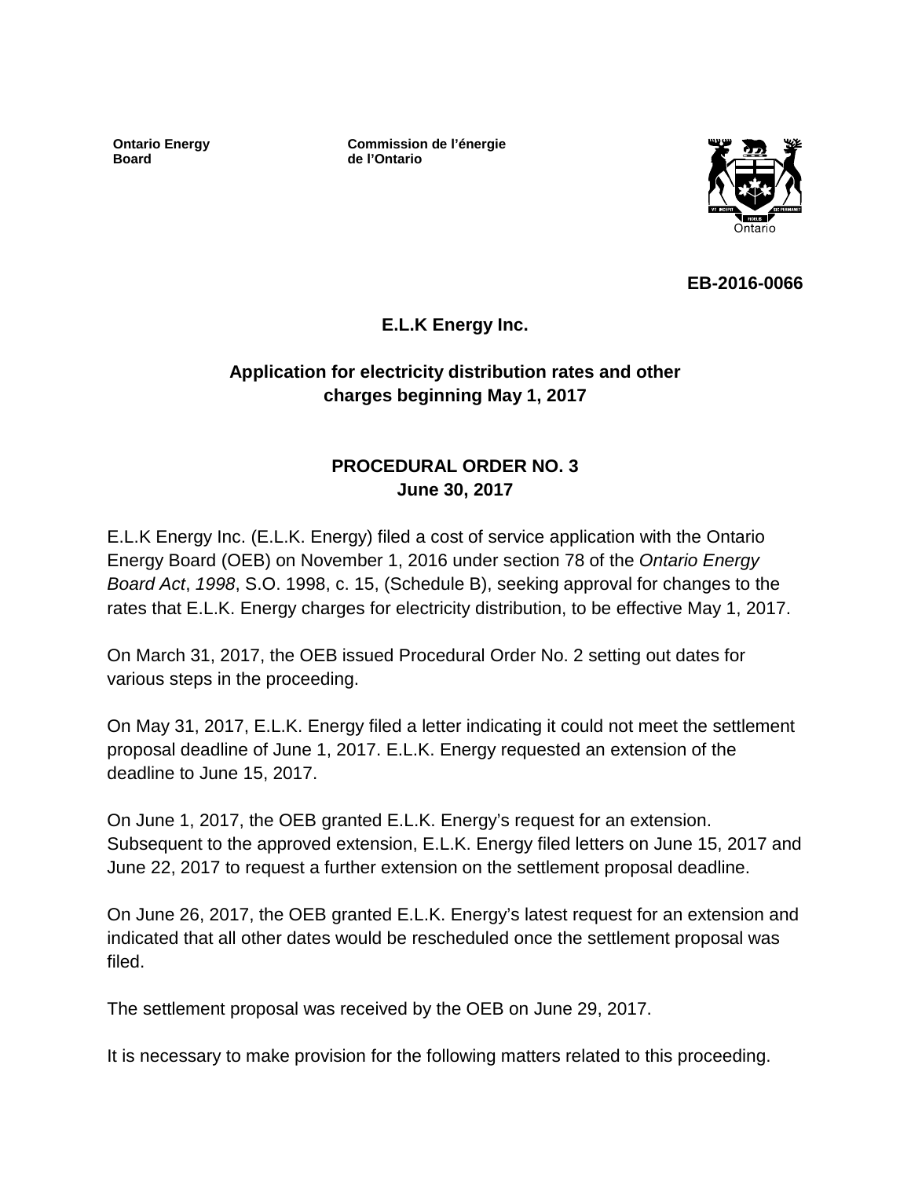**Ontario Energy Board**

**Commission de l'énergie de l'Ontario**

**EB-2016-0066**

**E.L.K Energy Inc.**

**Application for electricity distribution rates and other charges beginning May 1, 2017**

**PROCEDURAL ORDER NO. 3**
**June 30, 2017**

E.L.K Energy Inc. (E.L.K. Energy) filed a cost of service application with the Ontario Energy Board (OEB) on November 1, 2016 under section 78 of the *Ontario Energy Board Act*, *1998*, S.O. 1998, c. 15, (Schedule B), seeking approval for changes to the rates that E.L.K. Energy charges for electricity distribution, to be effective May 1, 2017.

On March 31, 2017, the OEB issued Procedural Order No. 2 setting out dates for various steps in the proceeding.

On May 31, 2017, E.L.K. Energy filed a letter indicating it could not meet the settlement proposal deadline of June 1, 2017. E.L.K. Energy requested an extension of the deadline to June 15, 2017.

On June 1, 2017, the OEB granted E.L.K. Energy's request for an extension. Subsequent to the approved extension, E.L.K. Energy filed letters on June 15, 2017 and June 22, 2017 to request a further extension on the settlement proposal deadline.

On June 26, 2017, the OEB granted E.L.K. Energy's latest request for an extension and indicated that all other dates would be rescheduled once the settlement proposal was filed.

The settlement proposal was received by the OEB on June 29, 2017.

It is necessary to make provision for the following matters related to this proceeding.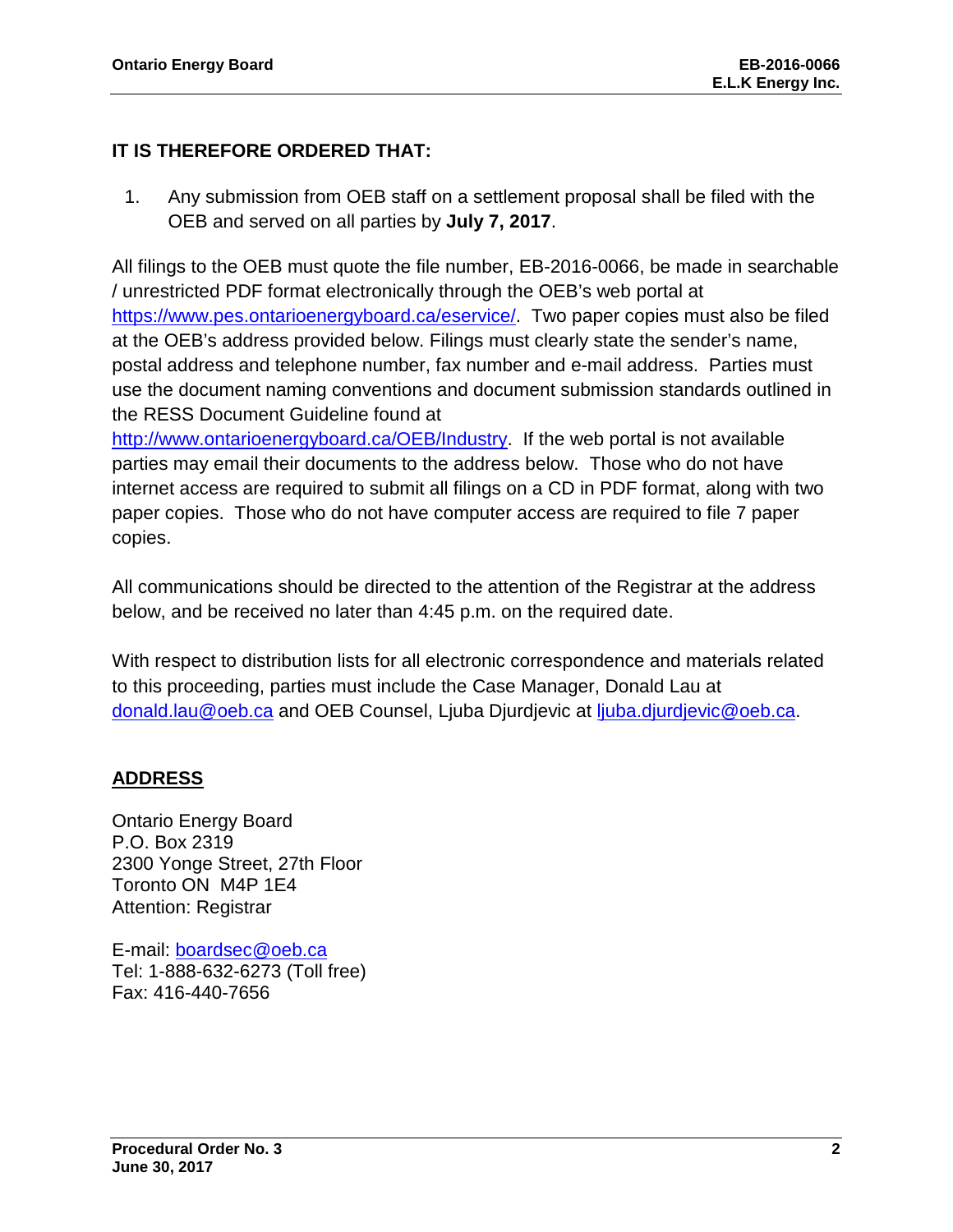**IT IS THEREFORE ORDERED THAT:**

1. Any submission from OEB staff on a settlement proposal shall be filed with the OEB and served on all parties by **July 7, 2017**.

All filings to the OEB must quote the file number, EB-2016-0066, be made in searchable / unrestricted PDF format electronically through the OEB's web portal at https://www.pes.ontarioenergyboard.ca/eservice/. Two paper copies must also be filed at the OEB's address provided below. Filings must clearly state the sender's name, postal address and telephone number, fax number and e-mail address. Parties must use the document naming conventions and document submission standards outlined in the RESS Document Guideline found at http://www.ontarioenergyboard.ca/OEB/Industry. If the web portal is not available parties may email their documents to the address below. Those who do not have internet access are required to submit all filings on a CD in PDF format, along with two paper copies. Those who do not have computer access are required to file 7 paper copies.

All communications should be directed to the attention of the Registrar at the address below, and be received no later than 4:45 p.m. on the required date.

With respect to distribution lists for all electronic correspondence and materials related to this proceeding, parties must include the Case Manager, Donald Lau at donald.lau@oeb.ca and OEB Counsel, Ljuba Djurdjevic at ljuba.djurdjevic@oeb.ca.

## ADDRESS

Ontario Energy Board
P.O. Box 2319
2300 Yonge Street, 27th Floor
Toronto ON M4P 1E4
Attention: Registrar

E-mail: boardsec@oeb.ca
Tel: 1-888-632-6273 (Toll free)
Fax: 416-440-7656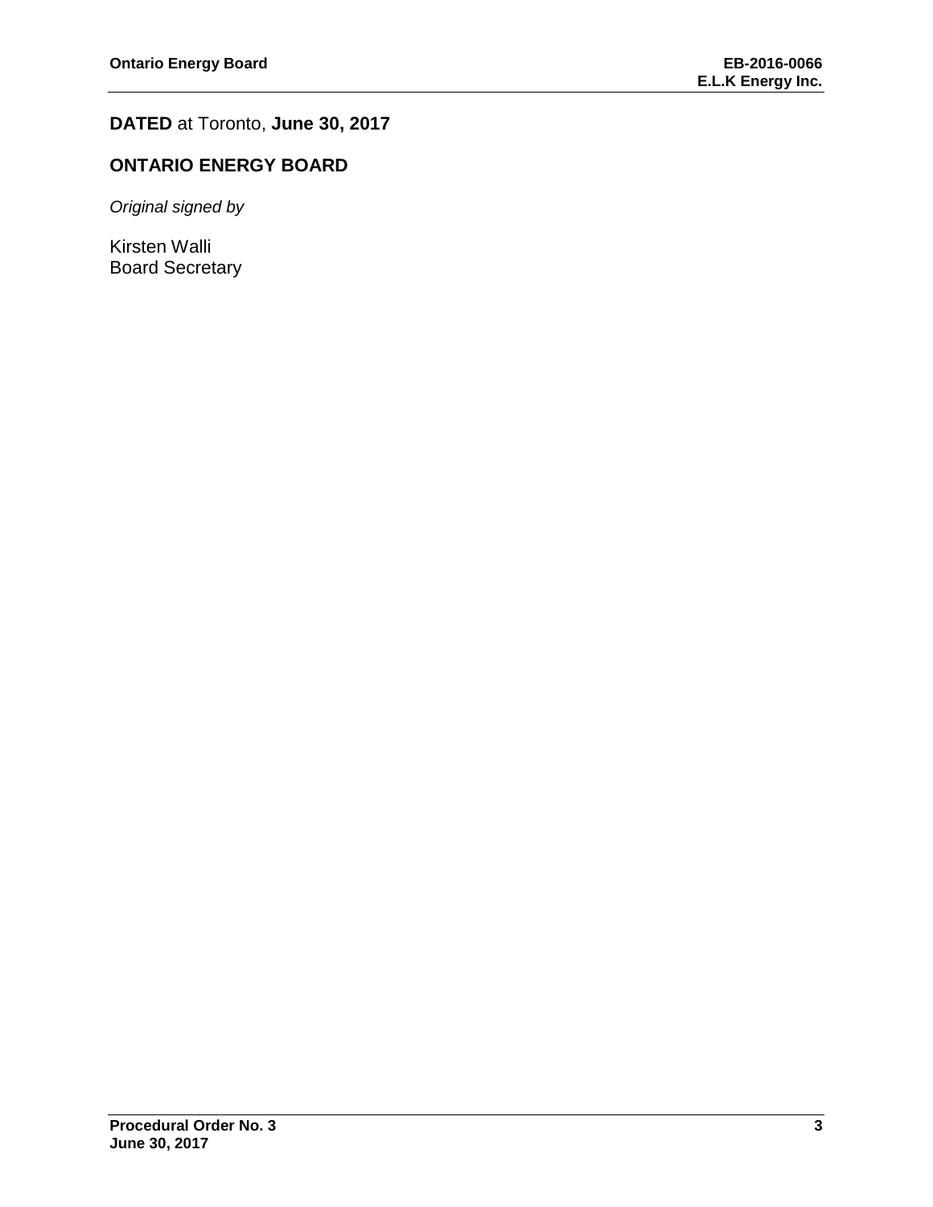**DATED** at Toronto, **June 30, 2017**

**ONTARIO ENERGY BOARD**

*Original signed by*

Kirsten Walli
Board Secretary